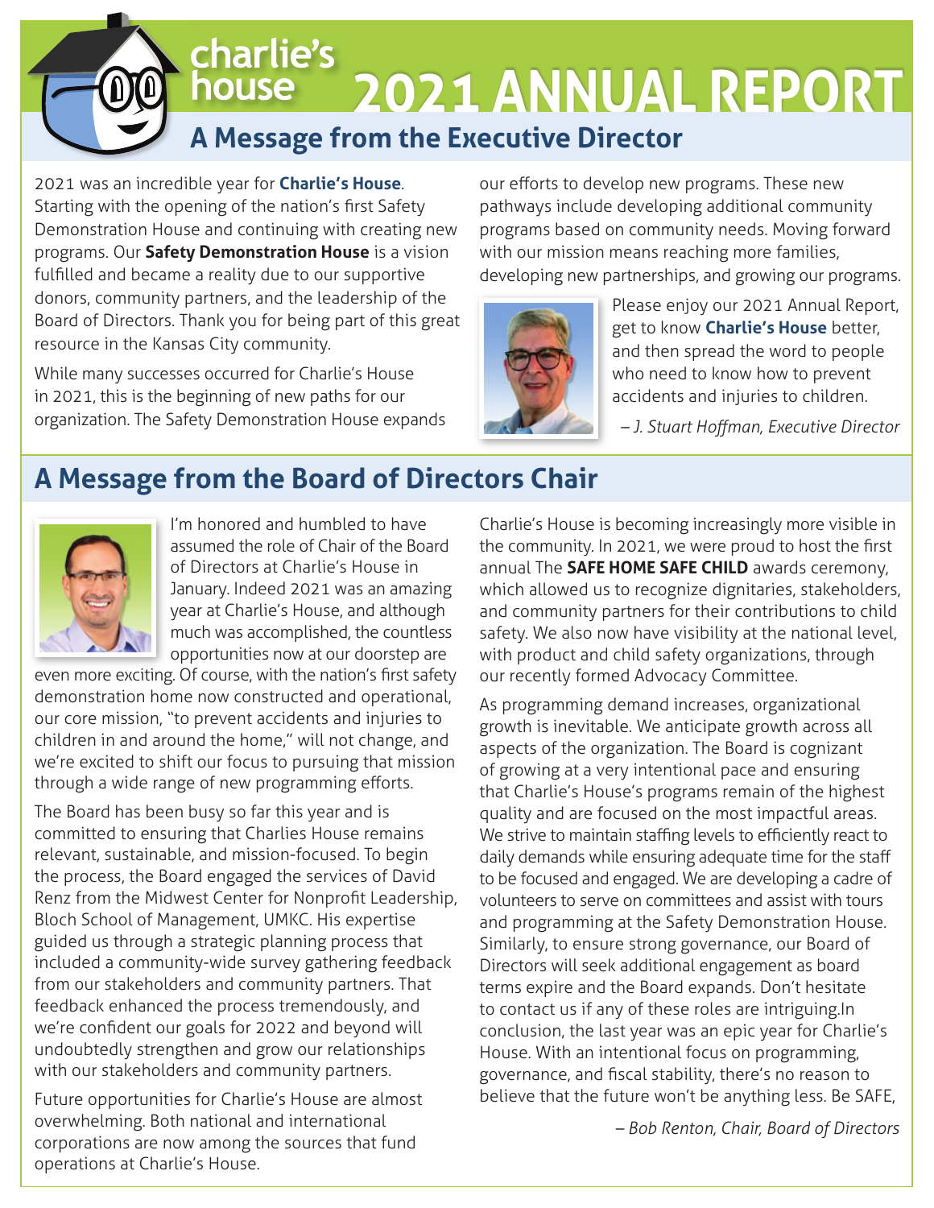# charlie's house 2021 ANNUAL REPORT

## A Message from the Executive Director

2021 was an incredible year for **Charlie's House**. Starting with the opening of the nation's first Safety Demonstration House and continuing with creating new programs. Our **Safety Demonstration House** is a vision fulfilled and became a reality due to our supportive donors, community partners, and the leadership of the Board of Directors. Thank you for being part of this great resource in the Kansas City community.

While many successes occurred for Charlie's House in 2021, this is the beginning of new paths for our organization. The Safety Demonstration House expands our efforts to develop new programs. These new pathways include developing additional community programs based on community needs. Moving forward with our mission means reaching more families, developing new partnerships, and growing our programs.

Please enjoy our 2021 Annual Report, get to know **Charlie's House** better, and then spread the word to people who need to know how to prevent accidents and injuries to children.

*– J. Stuart Hoffman, Executive Director*

## A Message from the Board of Directors Chair

I'm honored and humbled to have assumed the role of Chair of the Board of Directors at Charlie's House in January. Indeed 2021 was an amazing year at Charlie's House, and although much was accomplished, the countless opportunities now at our doorstep are even more exciting. Of course, with the nation's first safety demonstration home now constructed and operational, our core mission, "to prevent accidents and injuries to children in and around the home," will not change, and we're excited to shift our focus to pursuing that mission through a wide range of new programming efforts.

The Board has been busy so far this year and is committed to ensuring that Charlies House remains relevant, sustainable, and mission-focused. To begin the process, the Board engaged the services of David Renz from the Midwest Center for Nonprofit Leadership, Bloch School of Management, UMKC. His expertise guided us through a strategic planning process that included a community-wide survey gathering feedback from our stakeholders and community partners. That feedback enhanced the process tremendously, and we're confident our goals for 2022 and beyond will undoubtedly strengthen and grow our relationships with our stakeholders and community partners.

Future opportunities for Charlie's House are almost overwhelming. Both national and international corporations are now among the sources that fund operations at Charlie's House.

Charlie's House is becoming increasingly more visible in the community. In 2021, we were proud to host the first annual The **SAFE HOME SAFE CHILD** awards ceremony, which allowed us to recognize dignitaries, stakeholders, and community partners for their contributions to child safety. We also now have visibility at the national level, with product and child safety organizations, through our recently formed Advocacy Committee.

As programming demand increases, organizational growth is inevitable. We anticipate growth across all aspects of the organization. The Board is cognizant of growing at a very intentional pace and ensuring that Charlie's House's programs remain of the highest quality and are focused on the most impactful areas. We strive to maintain staffing levels to efficiently react to daily demands while ensuring adequate time for the staff to be focused and engaged. We are developing a cadre of volunteers to serve on committees and assist with tours and programming at the Safety Demonstration House. Similarly, to ensure strong governance, our Board of Directors will seek additional engagement as board terms expire and the Board expands. Don't hesitate to contact us if any of these roles are intriguing.In conclusion, the last year was an epic year for Charlie's House. With an intentional focus on programming, governance, and fiscal stability, there's no reason to believe that the future won't be anything less. Be SAFE,

*– Bob Renton, Chair, Board of Directors*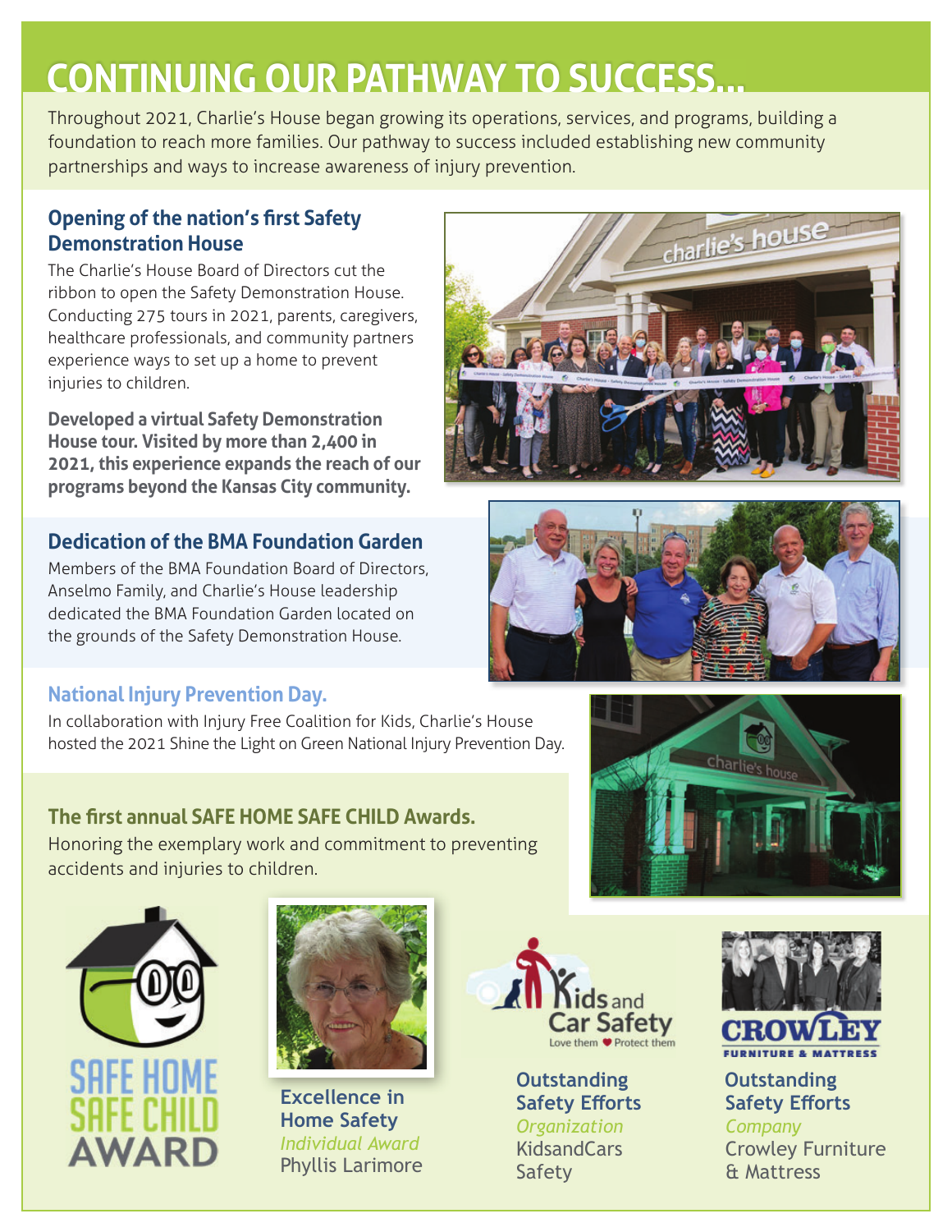# CONTINUING OUR PATHWAY TO SUCCESS...

Throughout 2021, Charlie's House began growing its operations, services, and programs, building a foundation to reach more families. Our pathway to success included establishing new community partnerships and ways to increase awareness of injury prevention.

## Opening of the nation's first Safety Demonstration House

The Charlie's House Board of Directors cut the ribbon to open the Safety Demonstration House. Conducting 275 tours in 2021, parents, caregivers, healthcare professionals, and community partners experience ways to set up a home to prevent injuries to children.

**Developed a virtual Safety Demonstration House tour. Visited by more than 2,400 in 2021, this experience expands the reach of our programs beyond the Kansas City community.**

## Dedication of the BMA Foundation Garden

Members of the BMA Foundation Board of Directors, Anselmo Family, and Charlie's House leadership dedicated the BMA Foundation Garden located on the grounds of the Safety Demonstration House.

## National Injury Prevention Day.

In collaboration with Injury Free Coalition for Kids, Charlie's House hosted the 2021 Shine the Light on Green National Injury Prevention Day.

## The first annual SAFE HOME SAFE CHILD Awards.

Honoring the exemplary work and commitment to preventing accidents and injuries to children.

SAFE HOME SAFE CHILD AWARD

**Excellence in Home Safety**
*Individual Award*
Phyllis Larimore

**Outstanding Safety Efforts**
*Organization*
KidsandCars Safety

**Outstanding Safety Efforts**
*Company*
Crowley Furniture & Mattress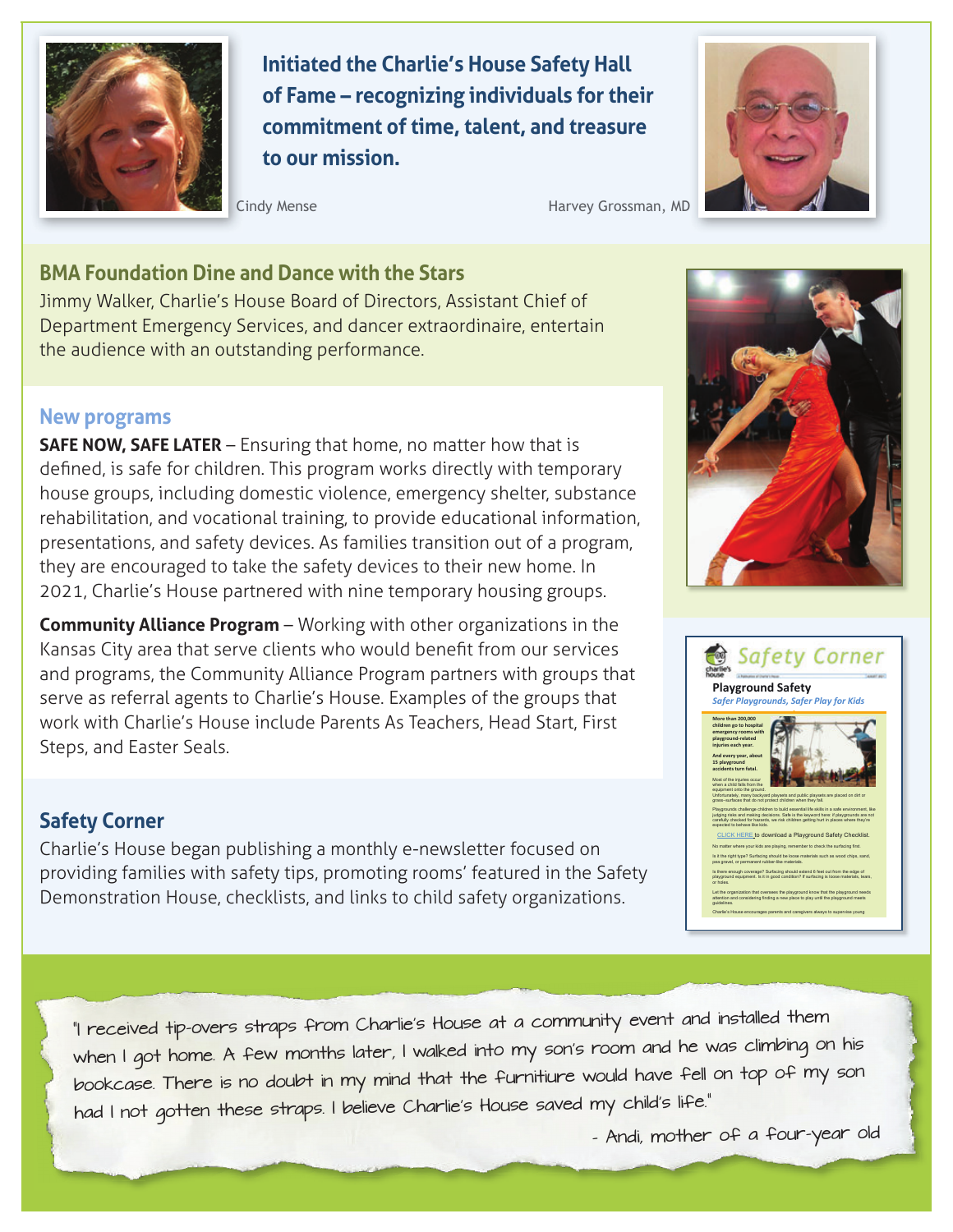**Initiated the Charlie's House Safety Hall of Fame – recognizing individuals for their commitment of time, talent, and treasure to our mission.**

Cindy Mense

Harvey Grossman, MD

## BMA Foundation Dine and Dance with the Stars

Jimmy Walker, Charlie's House Board of Directors, Assistant Chief of Department Emergency Services, and dancer extraordinaire, entertain the audience with an outstanding performance.

## New programs

**SAFE NOW, SAFE LATER** – Ensuring that home, no matter how that is defined, is safe for children. This program works directly with temporary house groups, including domestic violence, emergency shelter, substance rehabilitation, and vocational training, to provide educational information, presentations, and safety devices. As families transition out of a program, they are encouraged to take the safety devices to their new home. In 2021, Charlie's House partnered with nine temporary housing groups.

**Community Alliance Program** – Working with other organizations in the Kansas City area that serve clients who would benefit from our services and programs, the Community Alliance Program partners with groups that serve as referral agents to Charlie's House. Examples of the groups that work with Charlie's House include Parents As Teachers, Head Start, First Steps, and Easter Seals.

## Safety Corner

Charlie's House began publishing a monthly e-newsletter focused on providing families with safety tips, promoting rooms' featured in the Safety Demonstration House, checklists, and links to child safety organizations.

"I received tip-overs straps from Charlie's House at a community event and installed them when I got home. A few months later, I walked into my son's room and he was climbing on his bookcase. There is no doubt in my mind that the furnitiure would have fell on top of my son had I not gotten these straps. I believe Charlie's House saved my child's life."

\- Andi, mother of a four-year old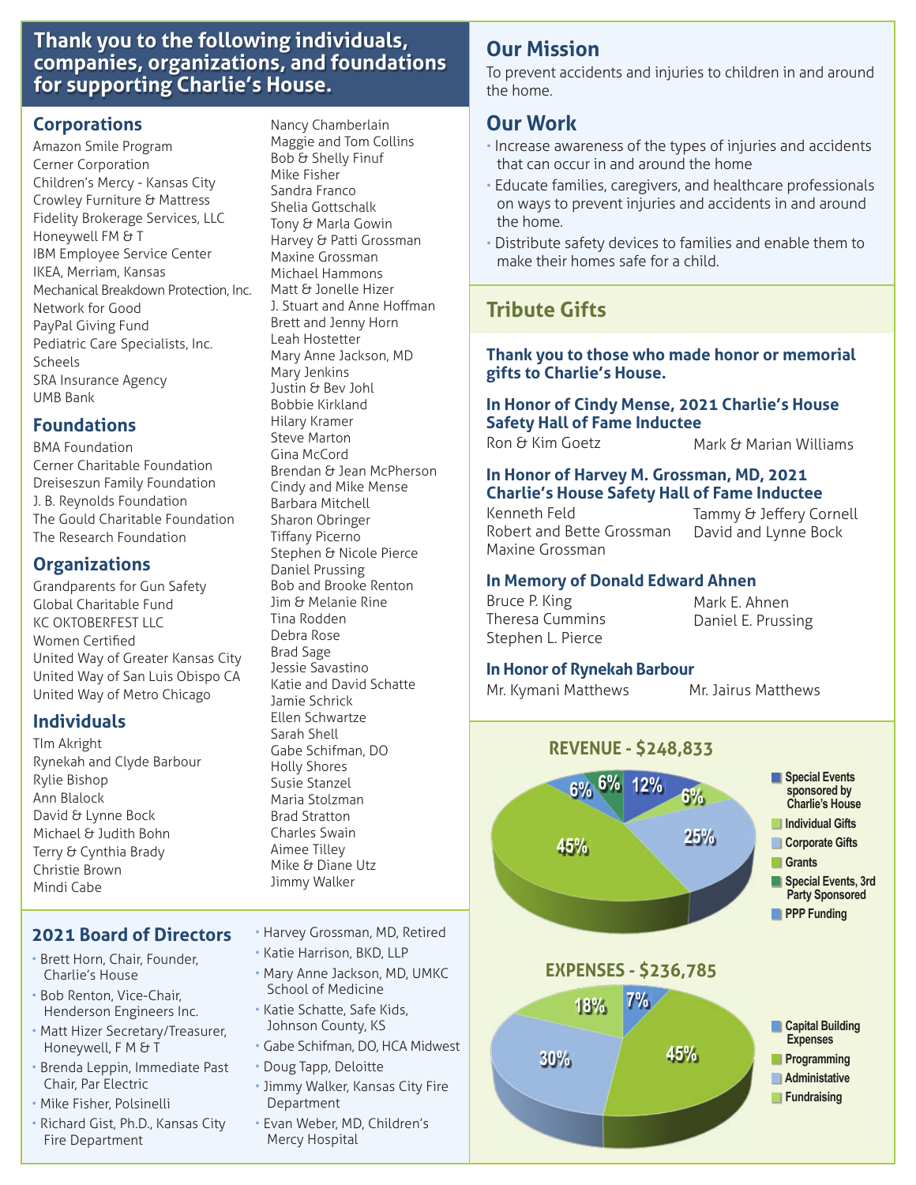## Thank you to the following individuals, companies, organizations, and foundations for supporting Charlie's House.

### Corporations

Amazon Smile Program
Cerner Corporation
Children's Mercy - Kansas City
Crowley Furniture & Mattress
Fidelity Brokerage Services, LLC
Honeywell FM & T
IBM Employee Service Center
IKEA, Merriam, Kansas
Mechanical Breakdown Protection, Inc.
Network for Good
PayPal Giving Fund
Pediatric Care Specialists, Inc.
Scheels
SRA Insurance Agency
UMB Bank

### Foundations

BMA Foundation
Cerner Charitable Foundation
Dreiseszun Family Foundation
J. B. Reynolds Foundation
The Gould Charitable Foundation
The Research Foundation

### Organizations

Grandparents for Gun Safety
Global Charitable Fund
KC OKTOBERFEST LLC
Women Certified
United Way of Greater Kansas City
United Way of San Luis Obispo CA
United Way of Metro Chicago

### Individuals

TIm Akright
Rynekah and Clyde Barbour
Rylie Bishop
Ann Blalock
David & Lynne Bock
Michael & Judith Bohn
Terry & Cynthia Brady
Christie Brown
Mindi Cabe
Nancy Chamberlain
Maggie and Tom Collins
Bob & Shelly Finuf
Mike Fisher
Sandra Franco
Shelia Gottschalk
Tony & Marla Gowin
Harvey & Patti Grossman
Maxine Grossman
Michael Hammons
Matt & Jonelle Hizer
J. Stuart and Anne Hoffman
Brett and Jenny Horn
Leah Hostetter
Mary Anne Jackson, MD
Mary Jenkins
Justin & Bev Johl
Bobbie Kirkland
Hilary Kramer
Steve Marton
Gina McCord
Brendan & Jean McPherson
Cindy and Mike Mense
Barbara Mitchell
Sharon Obringer
Tiffany Picerno
Stephen & Nicole Pierce
Daniel Prussing
Bob and Brooke Renton
Jim & Melanie Rine
Tina Rodden
Debra Rose
Brad Sage
Jessie Savastino
Katie and David Schatte
Jamie Schrick
Ellen Schwartze
Sarah Shell
Gabe Schifman, DO
Holly Shores
Susie Stanzel
Maria Stolzman
Brad Stratton
Charles Swain
Aimee Tilley
Mike & Diane Utz
Jimmy Walker

### 2021 Board of Directors

- Brett Horn, Chair, Founder, Charlie's House
- Bob Renton, Vice-Chair, Henderson Engineers Inc.
- Matt Hizer Secretary/Treasurer, Honeywell, F M & T
- Brenda Leppin, Immediate Past Chair, Par Electric
- Mike Fisher, Polsinelli
- Richard Gist, Ph.D., Kansas City Fire Department
- Harvey Grossman, MD, Retired
- Katie Harrison, BKD, LLP
- Mary Anne Jackson, MD, UMKC School of Medicine
- Katie Schatte, Safe Kids, Johnson County, KS
- Gabe Schifman, DO, HCA Midwest
- Doug Tapp, Deloitte
- Jimmy Walker, Kansas City Fire Department
- Evan Weber, MD, Children's Mercy Hospital

## Our Mission

To prevent accidents and injuries to children in and around the home.

## Our Work

- Increase awareness of the types of injuries and accidents that can occur in and around the home
- Educate families, caregivers, and healthcare professionals on ways to prevent injuries and accidents in and around the home.
- Distribute safety devices to families and enable them to make their homes safe for a child.

## Tribute Gifts

**Thank you to those who made honor or memorial gifts to Charlie's House.**

### In Honor of Cindy Mense, 2021 Charlie's House Safety Hall of Fame Inductee

Ron & Kim Goetz
Mark & Marian Williams

### In Honor of Harvey M. Grossman, MD, 2021 Charlie's House Safety Hall of Fame Inductee

Kenneth Feld
Robert and Bette Grossman
Maxine Grossman
Tammy & Jeffery Cornell
David and Lynne Bock

### In Memory of Donald Edward Ahnen

Bruce P. King
Theresa Cummins
Stephen L. Pierce
Mark E. Ahnen
Daniel E. Prussing

### In Honor of Rynekah Barbour

Mr. Kymani Matthews
Mr. Jairus Matthews

**REVENUE - $248,833**

12%
6%
25%
45%
6%
6%

Special Events sponsored by Charlie's House
Individual Gifts
Corporate Gifts
Grants
Special Events, 3rd Party Sponsored
PPP Funding

**EXPENSES - $236,785**

7%
45%
30%
18%

Capital Building Expenses
Programming
Administative
Fundraising